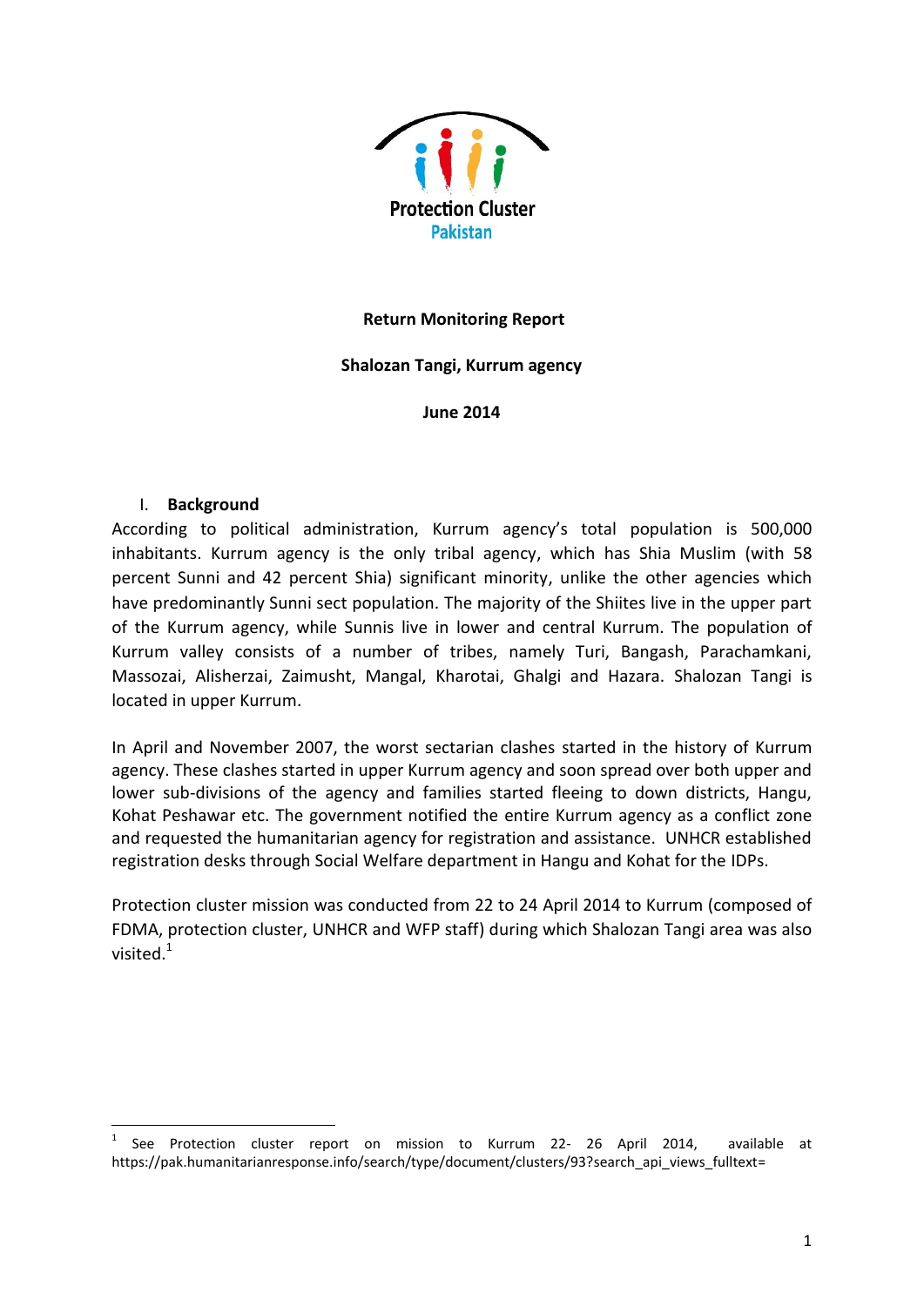Protection Cluster
Pakistan

**Return Monitoring Report**

**Shalozan Tangi, Kurrum agency**

**June 2014**

## I. Background

According to political administration, Kurrum agency's total population is 500,000 inhabitants. Kurrum agency is the only tribal agency, which has Shia Muslim (with 58 percent Sunni and 42 percent Shia) significant minority, unlike the other agencies which have predominantly Sunni sect population. The majority of the Shiites live in the upper part of the Kurrum agency, while Sunnis live in lower and central Kurrum. The population of Kurrum valley consists of a number of tribes, namely Turi, Bangash, Parachamkani, Massozai, Alisherzai, Zaimusht, Mangal, Kharotai, Ghalgi and Hazara. Shalozan Tangi is located in upper Kurrum.

In April and November 2007, the worst sectarian clashes started in the history of Kurrum agency. These clashes started in upper Kurrum agency and soon spread over both upper and lower sub-divisions of the agency and families started fleeing to down districts, Hangu, Kohat Peshawar etc. The government notified the entire Kurrum agency as a conflict zone and requested the humanitarian agency for registration and assistance. UNHCR established registration desks through Social Welfare department in Hangu and Kohat for the IDPs.

Protection cluster mission was conducted from 22 to 24 April 2014 to Kurrum (composed of FDMA, protection cluster, UNHCR and WFP staff) during which Shalozan Tangi area was also visited.[1]

---

[1] See Protection cluster report on mission to Kurrum 22- 26 April 2014, available at https://pak.humanitarianresponse.info/search/type/document/clusters/93?search_api_views_fulltext=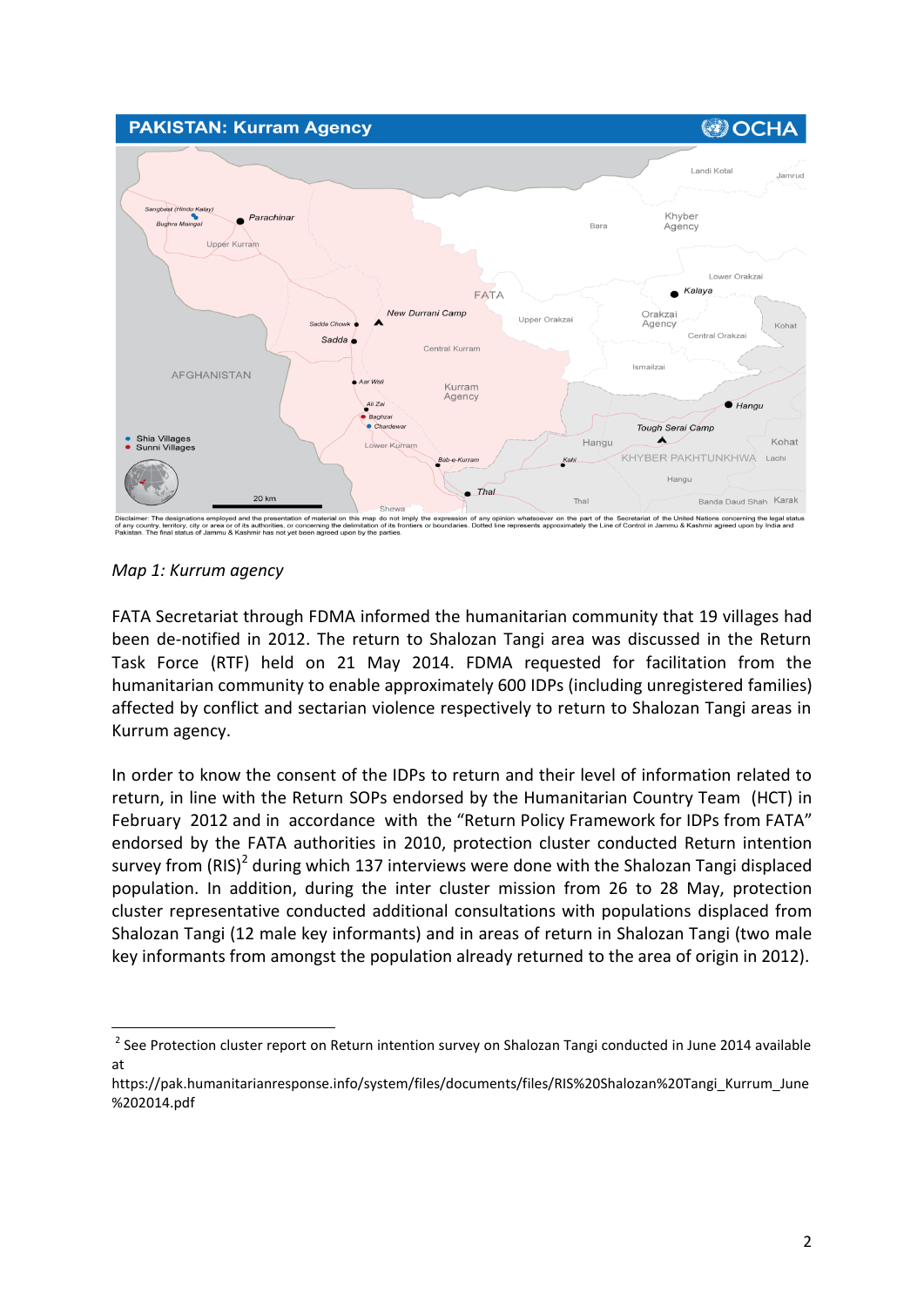*Map 1: Kurrum agency*

FATA Secretariat through FDMA informed the humanitarian community that 19 villages had been de-notified in 2012. The return to Shalozan Tangi area was discussed in the Return Task Force (RTF) held on 21 May 2014. FDMA requested for facilitation from the humanitarian community to enable approximately 600 IDPs (including unregistered families) affected by conflict and sectarian violence respectively to return to Shalozan Tangi areas in Kurrum agency.

In order to know the consent of the IDPs to return and their level of information related to return, in line with the Return SOPs endorsed by the Humanitarian Country Team (HCT) in February 2012 and in accordance with the "Return Policy Framework for IDPs from FATA" endorsed by the FATA authorities in 2010, protection cluster conducted Return intention survey from (RIS)[2] during which 137 interviews were done with the Shalozan Tangi displaced population. In addition, during the inter cluster mission from 26 to 28 May, protection cluster representative conducted additional consultations with populations displaced from Shalozan Tangi (12 male key informants) and in areas of return in Shalozan Tangi (two male key informants from amongst the population already returned to the area of origin in 2012).

[2] See Protection cluster report on Return intention survey on Shalozan Tangi conducted in June 2014 available at https://pak.humanitarianresponse.info/system/files/documents/files/RIS%20Shalozan%20Tangi_Kurrum_June%202014.pdf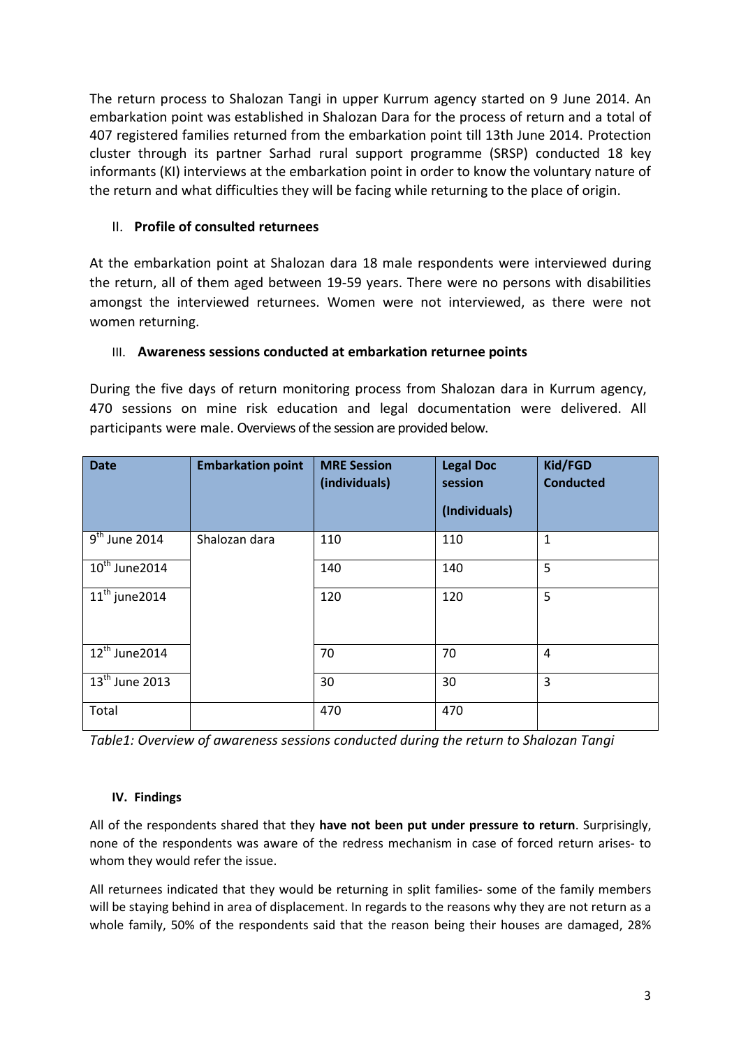The return process to Shalozan Tangi in upper Kurrum agency started on 9 June 2014. An embarkation point was established in Shalozan Dara for the process of return and a total of 407 registered families returned from the embarkation point till 13th June 2014. Protection cluster through its partner Sarhad rural support programme (SRSP) conducted 18 key informants (KI) interviews at the embarkation point in order to know the voluntary nature of the return and what difficulties they will be facing while returning to the place of origin.

## II. Profile of consulted returnees

At the embarkation point at Shalozan dara 18 male respondents were interviewed during the return, all of them aged between 19-59 years. There were no persons with disabilities amongst the interviewed returnees. Women were not interviewed, as there were not women returning.

## III. Awareness sessions conducted at embarkation returnee points

During the five days of return monitoring process from Shalozan dara in Kurrum agency, 470 sessions on mine risk education and legal documentation were delivered. All participants were male. Overviews of the session are provided below.

| Date | Embarkation point | MRE Session (individuals) | Legal Doc session (Individuals) | Kid/FGD Conducted |
|---|---|---|---|---|
| 9th June 2014 | Shalozan dara | 110 | 110 | 1 |
| 10th June2014 | | 140 | 140 | 5 |
| 11th june2014 | | 120 | 120 | 5 |
| 12th June2014 | | 70 | 70 | 4 |
| 13th June 2013 | | 30 | 30 | 3 |
| Total | | 470 | 470 | |

*Table1: Overview of awareness sessions conducted during the return to Shalozan Tangi*

## IV. Findings

All of the respondents shared that they **have not been put under pressure to return**. Surprisingly, none of the respondents was aware of the redress mechanism in case of forced return arises- to whom they would refer the issue.

All returnees indicated that they would be returning in split families- some of the family members will be staying behind in area of displacement. In regards to the reasons why they are not return as a whole family, 50% of the respondents said that the reason being their houses are damaged, 28%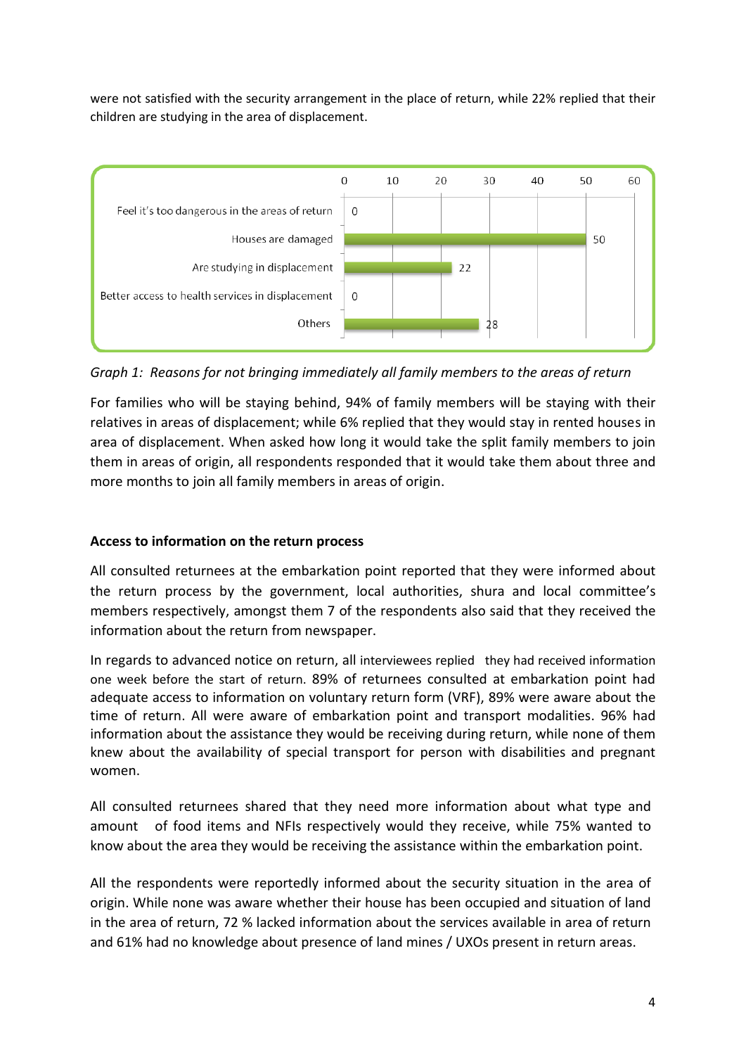were not satisfied with the security arrangement in the place of return, while 22% replied that their children are studying in the area of displacement.

| Reason | Value |
|---|---|
| Feel it's too dangerous in the areas of return | 0 |
| Houses are damaged | 50 |
| Are studying in displacement | 22 |
| Better access to health services in displacement | 0 |
| Others | 28 |

*Graph 1: Reasons for not bringing immediately all family members to the areas of return*

For families who will be staying behind, 94% of family members will be staying with their relatives in areas of displacement; while 6% replied that they would stay in rented houses in area of displacement. When asked how long it would take the split family members to join them in areas of origin, all respondents responded that it would take them about three and more months to join all family members in areas of origin.

**Access to information on the return process**

All consulted returnees at the embarkation point reported that they were informed about the return process by the government, local authorities, shura and local committee's members respectively, amongst them 7 of the respondents also said that they received the information about the return from newspaper.

In regards to advanced notice on return, all interviewees replied they had received information one week before the start of return. 89% of returnees consulted at embarkation point had adequate access to information on voluntary return form (VRF), 89% were aware about the time of return. All were aware of embarkation point and transport modalities. 96% had information about the assistance they would be receiving during return, while none of them knew about the availability of special transport for person with disabilities and pregnant women.

All consulted returnees shared that they need more information about what type and amount of food items and NFIs respectively would they receive, while 75% wanted to know about the area they would be receiving the assistance within the embarkation point.

All the respondents were reportedly informed about the security situation in the area of origin. While none was aware whether their house has been occupied and situation of land in the area of return, 72 % lacked information about the services available in area of return and 61% had no knowledge about presence of land mines / UXOs present in return areas.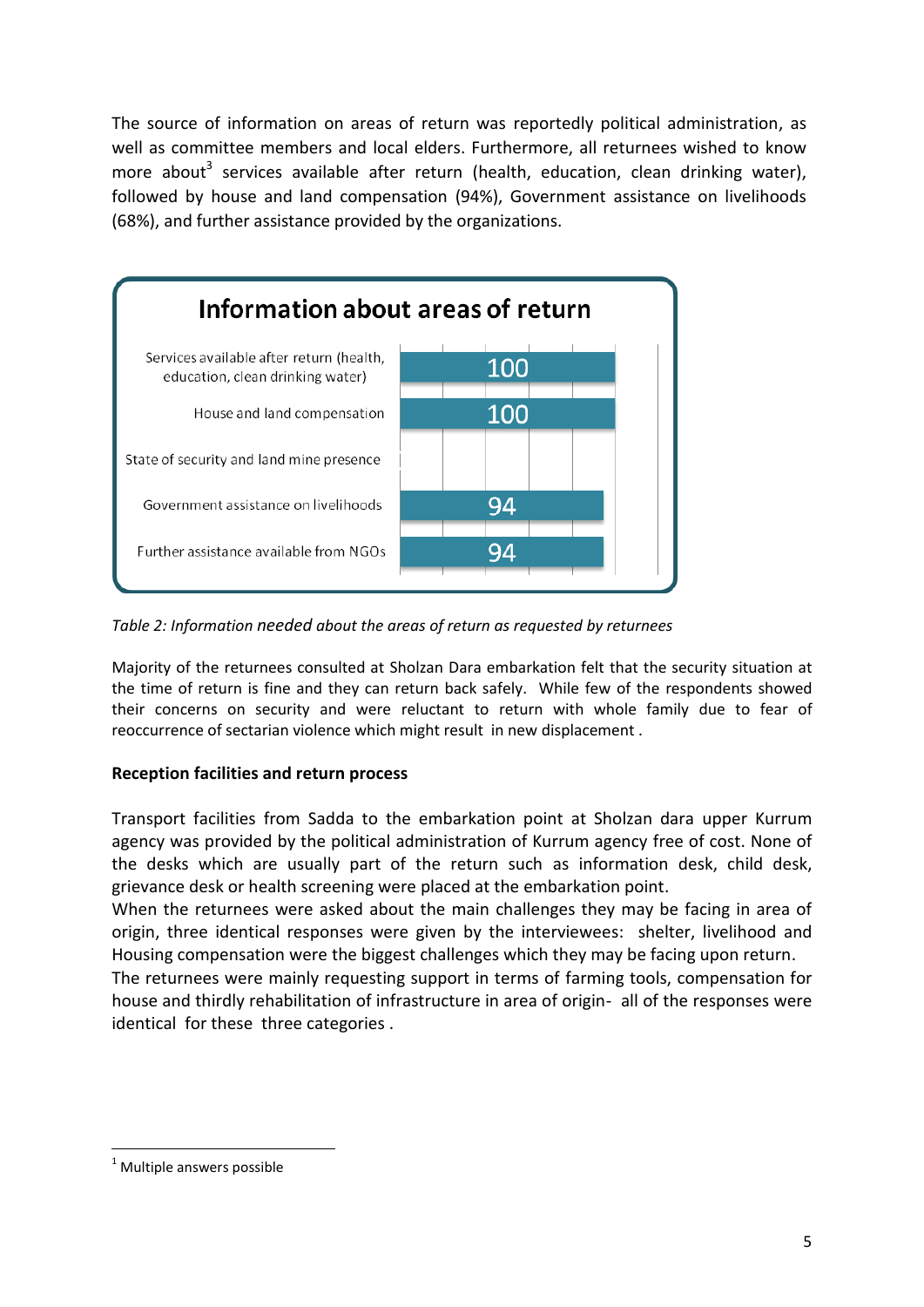The source of information on areas of return was reportedly political administration, as well as committee members and local elders. Furthermore, all returnees wished to know more about[3] services available after return (health, education, clean drinking water), followed by house and land compensation (94%), Government assistance on livelihoods (68%), and further assistance provided by the organizations.

**Information about areas of return**

| Information | % |
|---|---|
| Services available after return (health, education, clean drinking water) | 100 |
| House and land compensation | 100 |
| State of security and land mine presence | |
| Government assistance on livelihoods | 94 |
| Further assistance available from NGOs | 94 |

*Table 2: Information needed about the areas of return as requested by returnees*

Majority of the returnees consulted at Sholzan Dara embarkation felt that the security situation at the time of return is fine and they can return back safely. While few of the respondents showed their concerns on security and were reluctant to return with whole family due to fear of reoccurrence of sectarian violence which might result in new displacement .

**Reception facilities and return process**

Transport facilities from Sadda to the embarkation point at Sholzan dara upper Kurrum agency was provided by the political administration of Kurrum agency free of cost. None of the desks which are usually part of the return such as information desk, child desk, grievance desk or health screening were placed at the embarkation point.
When the returnees were asked about the main challenges they may be facing in area of origin, three identical responses were given by the interviewees: shelter, livelihood and Housing compensation were the biggest challenges which they may be facing upon return.
The returnees were mainly requesting support in terms of farming tools, compensation for house and thirdly rehabilitation of infrastructure in area of origin- all of the responses were identical for these three categories .

[1] Multiple answers possible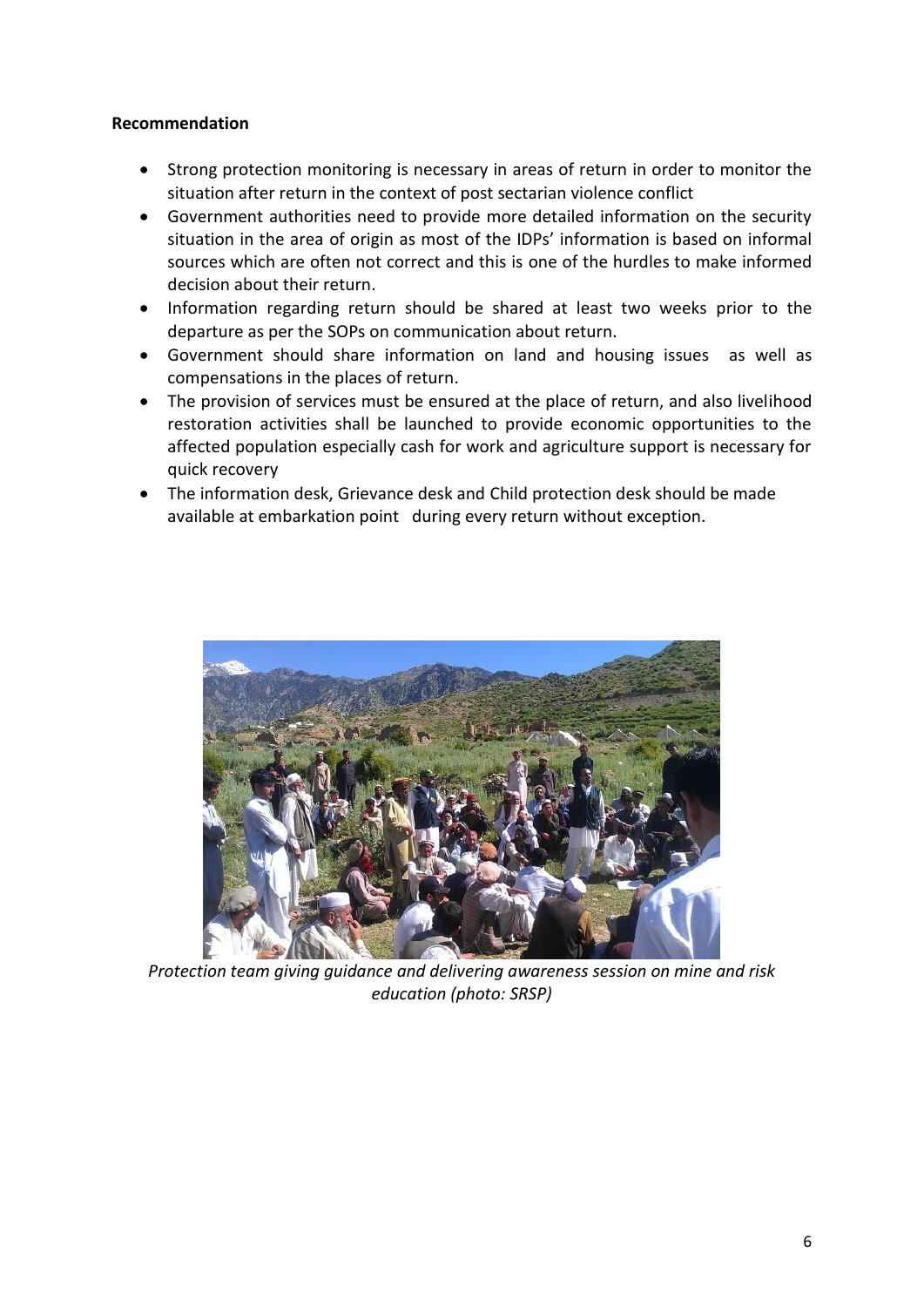**Recommendation**

- Strong protection monitoring is necessary in areas of return in order to monitor the situation after return in the context of post sectarian violence conflict
- Government authorities need to provide more detailed information on the security situation in the area of origin as most of the IDPs' information is based on informal sources which are often not correct and this is one of the hurdles to make informed decision about their return.
- Information regarding return should be shared at least two weeks prior to the departure as per the SOPs on communication about return.
- Government should share information on land and housing issues as well as compensations in the places of return.
- The provision of services must be ensured at the place of return, and also livelihood restoration activities shall be launched to provide economic opportunities to the affected population especially cash for work and agriculture support is necessary for quick recovery
- The information desk, Grievance desk and Child protection desk should be made available at embarkation point during every return without exception.

*Protection team giving guidance and delivering awareness session on mine and risk education (photo: SRSP)*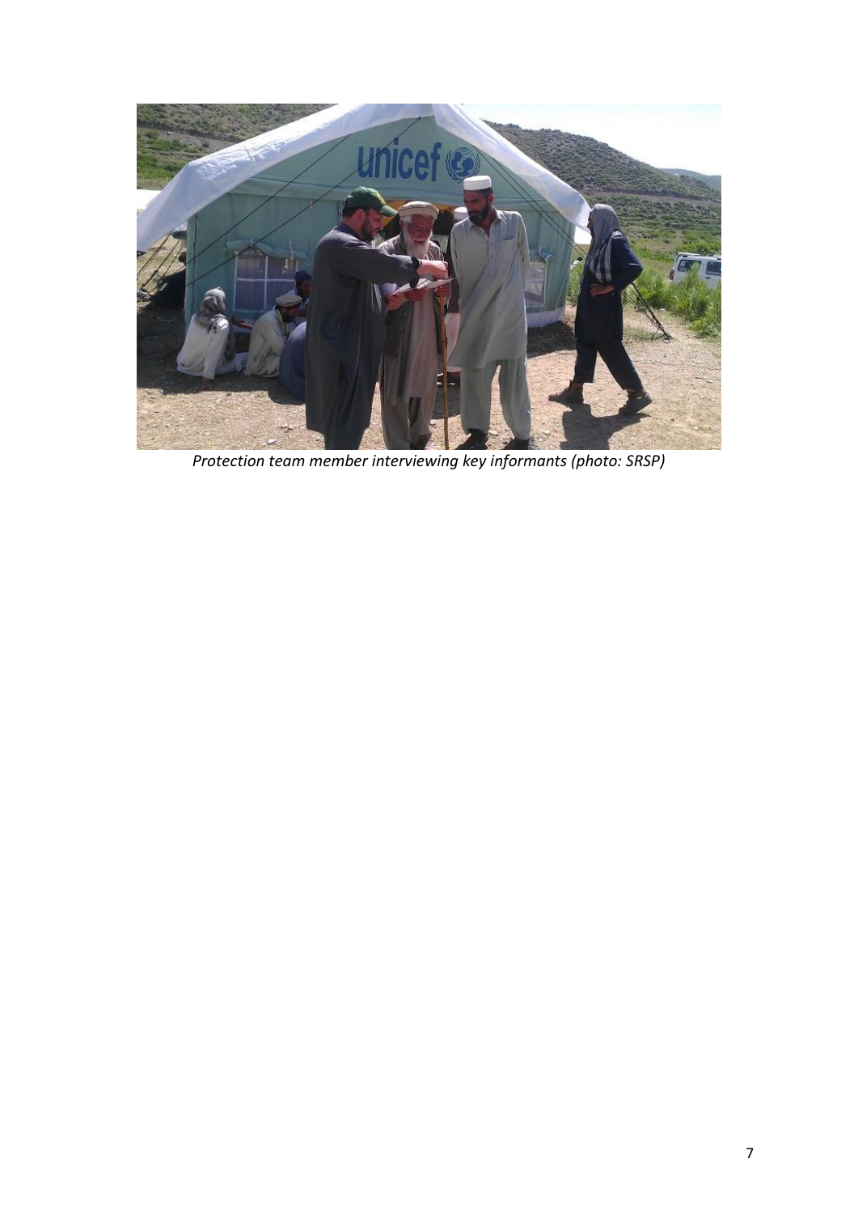*Protection team member interviewing key informants (photo: SRSP)*